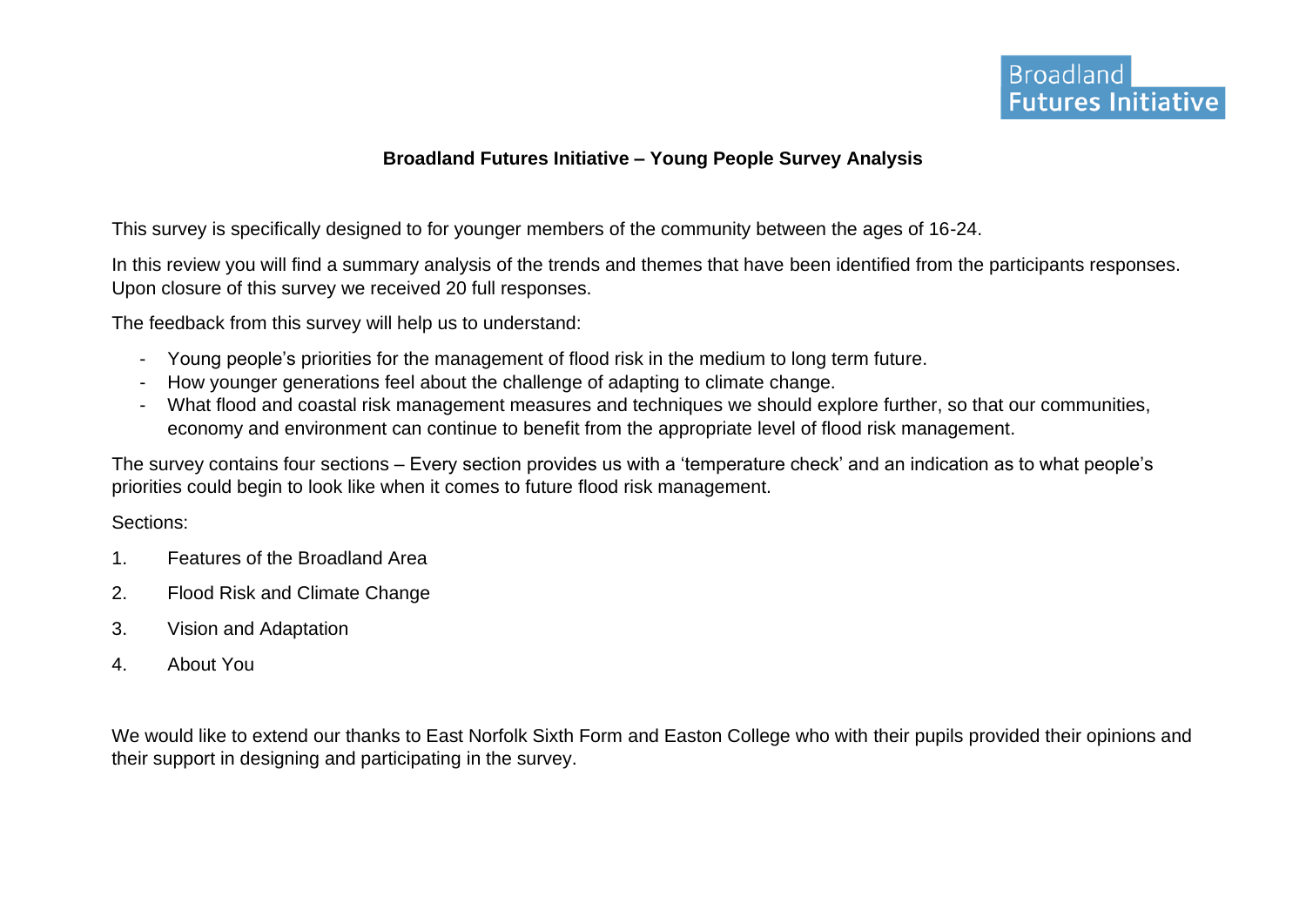Broadland Futures Initiative

# Broadland Futures Initiative – Young People Survey Analysis

This survey is specifically designed to for younger members of the community between the ages of 16-24.

In this review you will find a summary analysis of the trends and themes that have been identified from the participants responses. Upon closure of this survey we received 20 full responses.

The feedback from this survey will help us to understand:

- Young people's priorities for the management of flood risk in the medium to long term future.
- How younger generations feel about the challenge of adapting to climate change.
- What flood and coastal risk management measures and techniques we should explore further, so that our communities, economy and environment can continue to benefit from the appropriate level of flood risk management.

The survey contains four sections – Every section provides us with a 'temperature check' and an indication as to what people's priorities could begin to look like when it comes to future flood risk management.

Sections:

1. Features of the Broadland Area
2. Flood Risk and Climate Change
3. Vision and Adaptation
4. About You

We would like to extend our thanks to East Norfolk Sixth Form and Easton College who with their pupils provided their opinions and their support in designing and participating in the survey.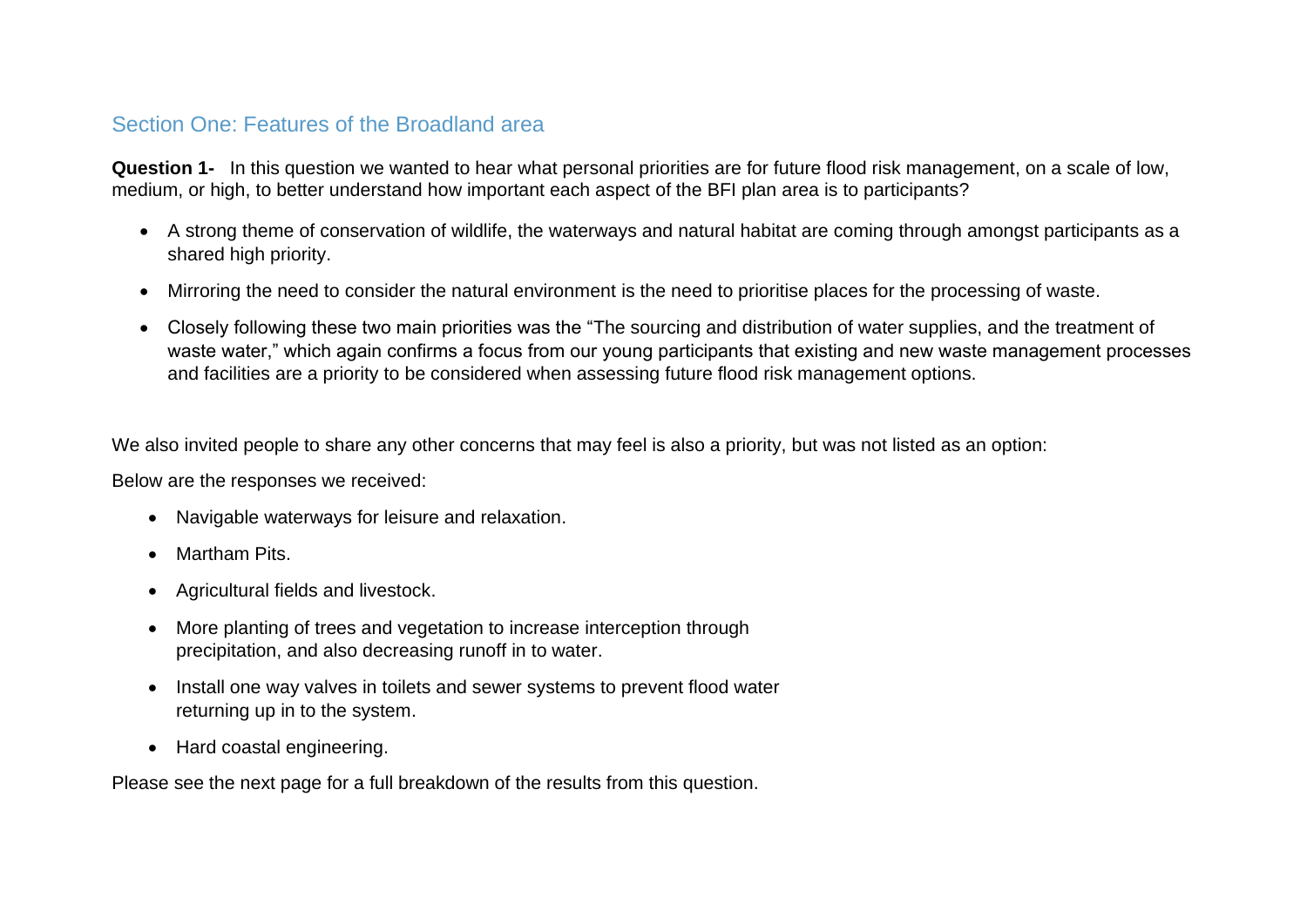## Section One: Features of the Broadland area

**Question 1-** In this question we wanted to hear what personal priorities are for future flood risk management, on a scale of low, medium, or high, to better understand how important each aspect of the BFI plan area is to participants?

- A strong theme of conservation of wildlife, the waterways and natural habitat are coming through amongst participants as a shared high priority.
- Mirroring the need to consider the natural environment is the need to prioritise places for the processing of waste.
- Closely following these two main priorities was the "The sourcing and distribution of water supplies, and the treatment of waste water," which again confirms a focus from our young participants that existing and new waste management processes and facilities are a priority to be considered when assessing future flood risk management options.

We also invited people to share any other concerns that may feel is also a priority, but was not listed as an option:

Below are the responses we received:

- Navigable waterways for leisure and relaxation.
- Martham Pits.
- Agricultural fields and livestock.
- More planting of trees and vegetation to increase interception through precipitation, and also decreasing runoff in to water.
- Install one way valves in toilets and sewer systems to prevent flood water returning up in to the system.
- Hard coastal engineering.

Please see the next page for a full breakdown of the results from this question.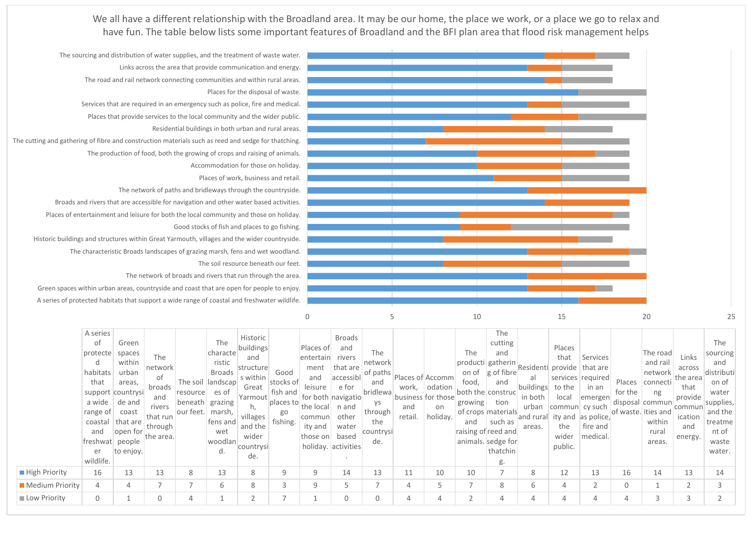We all have a different relationship with the Broadland area. It may be our home, the place we work, or a place we go to relax and have fun. The table below lists some important features of Broadland and the BFI plan area that flood risk management helps

| | High Priority | Medium Priority | Low Priority |
|---|---|---|---|
| A series of protected habitats that support a wide range of coastal and freshwater wildlife. | 16 | 4 | 0 |
| Green spaces within urban areas, countryside and coast that are open for people to enjoy. | 13 | 4 | 1 |
| The network of broads and rivers that run through the area. | 13 | 7 | 0 |
| The soil resource beneath our feet. | 8 | 7 | 4 |
| The characteristic Broads landscapes of grazing marsh, fens and wet woodland. | 13 | 6 | 1 |
| Historic buildings and structures within Great Yarmouth, villages and the wider countryside. | 8 | 8 | 2 |
| Good stocks of fish and places to go fishing. | 9 | 3 | 7 |
| Places of entertainment and leisure for both the local community and those on holiday. | 9 | 9 | 1 |
| Broads and rivers that are accessible for navigation and other water based activities. | 14 | 5 | 0 |
| The network of paths and bridleways through the countryside. | 13 | 7 | 0 |
| Places of work, business and retail. | 11 | 4 | 4 |
| Accommodation for those on holiday. | 10 | 5 | 4 |
| The production of food, both the growing of crops and raising of animals. | 10 | 7 | 2 |
| The cutting and gathering of fibre and construction materials such as reed and sedge for thatching. | 7 | 8 | 4 |
| Residential buildings in both urban and rural areas. | 8 | 6 | 4 |
| Places that provide services to the local community and the wider public. | 12 | 4 | 4 |
| Services that are required in an emergency such as police, fire and medical. | 13 | 2 | 4 |
| Places for the disposal of waste. | 16 | 0 | 4 |
| The road and rail network connecting communities and within rural areas. | 14 | 1 | 3 |
| Links across the area that provide communication and energy. | 13 | 2 | 3 |
| The sourcing and distribution of water supplies, and the treatment of waste water. | 14 | 3 | 2 |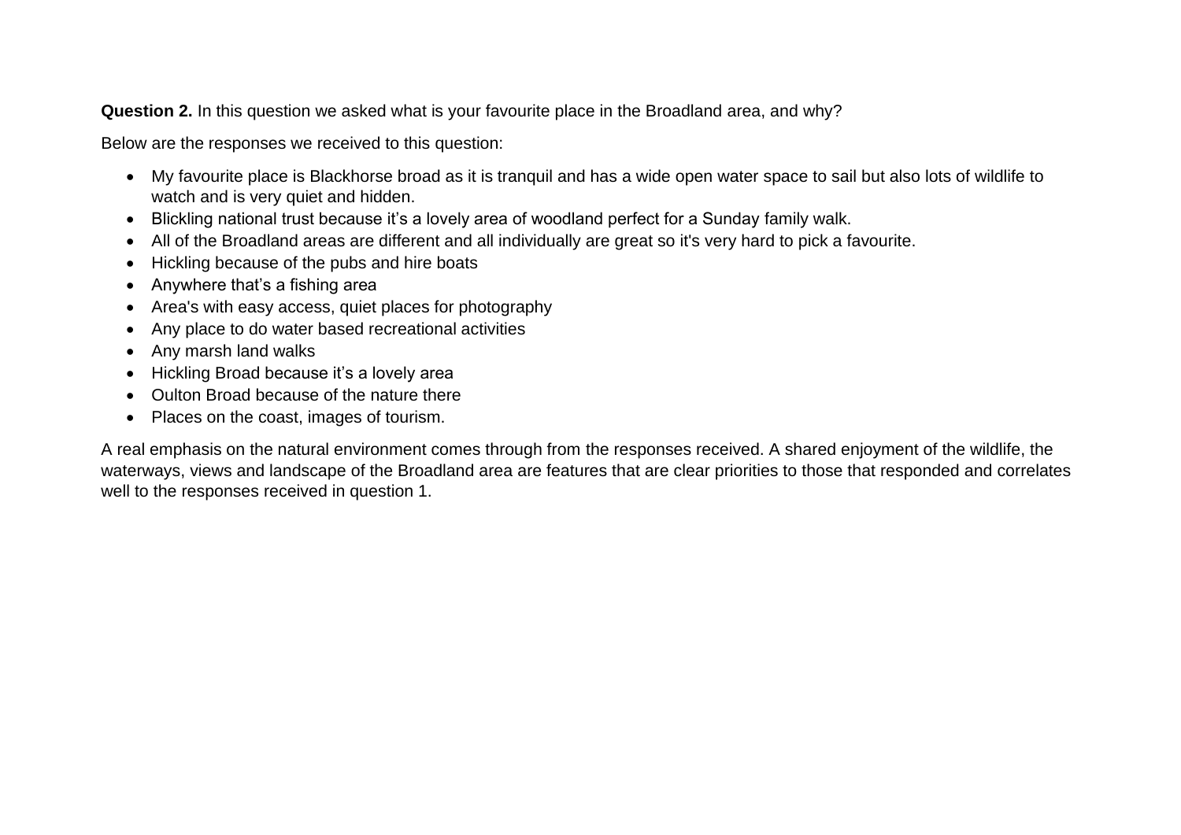**Question 2.** In this question we asked what is your favourite place in the Broadland area, and why?

Below are the responses we received to this question:

- My favourite place is Blackhorse broad as it is tranquil and has a wide open water space to sail but also lots of wildlife to watch and is very quiet and hidden.
- Blickling national trust because it's a lovely area of woodland perfect for a Sunday family walk.
- All of the Broadland areas are different and all individually are great so it's very hard to pick a favourite.
- Hickling because of the pubs and hire boats
- Anywhere that's a fishing area
- Area's with easy access, quiet places for photography
- Any place to do water based recreational activities
- Any marsh land walks
- Hickling Broad because it's a lovely area
- Oulton Broad because of the nature there
- Places on the coast, images of tourism.

A real emphasis on the natural environment comes through from the responses received. A shared enjoyment of the wildlife, the waterways, views and landscape of the Broadland area are features that are clear priorities to those that responded and correlates well to the responses received in question 1.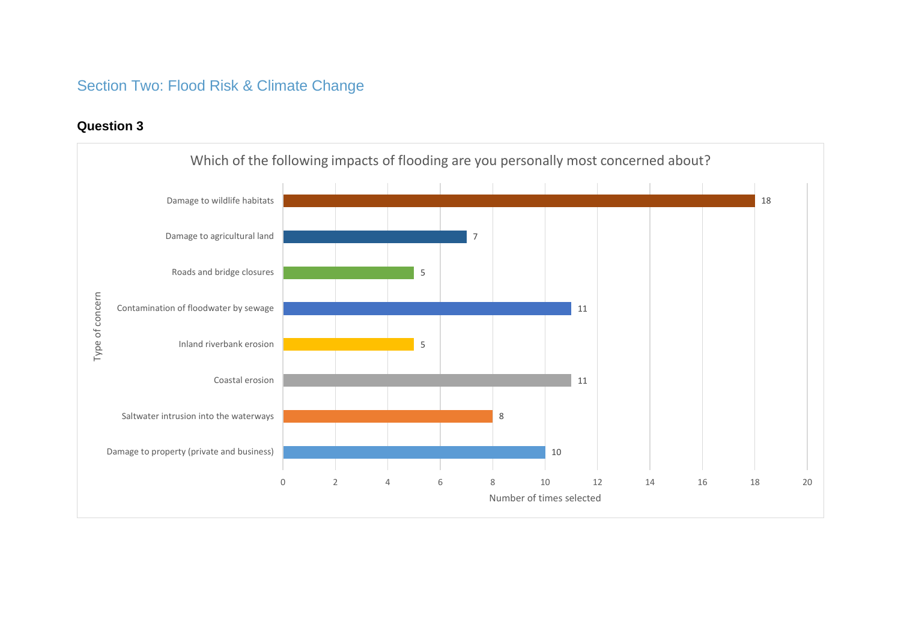## Section Two: Flood Risk & Climate Change

### Question 3

**Which of the following impacts of flooding are you personally most concerned about?**

| Type of concern | Number of times selected |
|---|---|
| Damage to wildlife habitats | 18 |
| Damage to agricultural land | 7 |
| Roads and bridge closures | 5 |
| Contamination of floodwater by sewage | 11 |
| Inland riverbank erosion | 5 |
| Coastal erosion | 11 |
| Saltwater intrusion into the waterways | 8 |
| Damage to property (private and business) | 10 |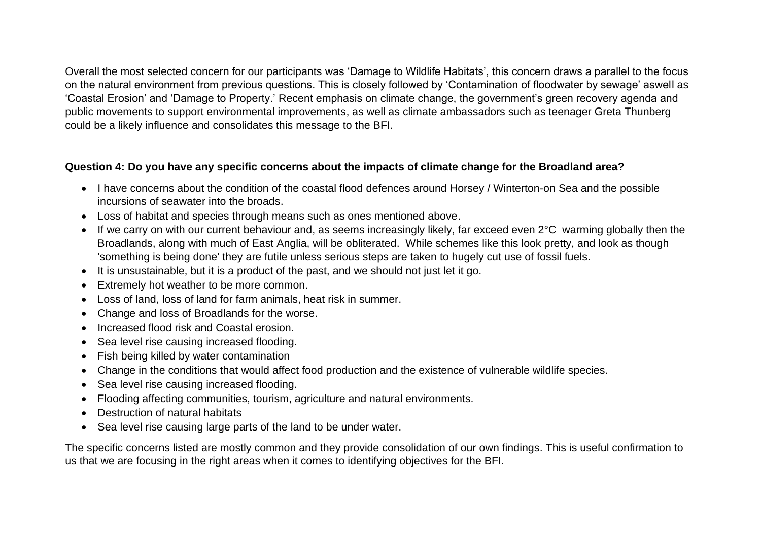Overall the most selected concern for our participants was 'Damage to Wildlife Habitats', this concern draws a parallel to the focus on the natural environment from previous questions. This is closely followed by 'Contamination of floodwater by sewage' aswell as 'Coastal Erosion' and 'Damage to Property.' Recent emphasis on climate change, the government's green recovery agenda and public movements to support environmental improvements, as well as climate ambassadors such as teenager Greta Thunberg could be a likely influence and consolidates this message to the BFI.

**Question 4: Do you have any specific concerns about the impacts of climate change for the Broadland area?**

- I have concerns about the condition of the coastal flood defences around Horsey / Winterton-on Sea and the possible incursions of seawater into the broads.
- Loss of habitat and species through means such as ones mentioned above.
- If we carry on with our current behaviour and, as seems increasingly likely, far exceed even 2°C warming globally then the Broadlands, along with much of East Anglia, will be obliterated. While schemes like this look pretty, and look as though 'something is being done' they are futile unless serious steps are taken to hugely cut use of fossil fuels.
- It is unsustainable, but it is a product of the past, and we should not just let it go.
- Extremely hot weather to be more common.
- Loss of land, loss of land for farm animals, heat risk in summer.
- Change and loss of Broadlands for the worse.
- Increased flood risk and Coastal erosion.
- Sea level rise causing increased flooding.
- Fish being killed by water contamination
- Change in the conditions that would affect food production and the existence of vulnerable wildlife species.
- Sea level rise causing increased flooding.
- Flooding affecting communities, tourism, agriculture and natural environments.
- Destruction of natural habitats
- Sea level rise causing large parts of the land to be under water.

The specific concerns listed are mostly common and they provide consolidation of our own findings. This is useful confirmation to us that we are focusing in the right areas when it comes to identifying objectives for the BFI.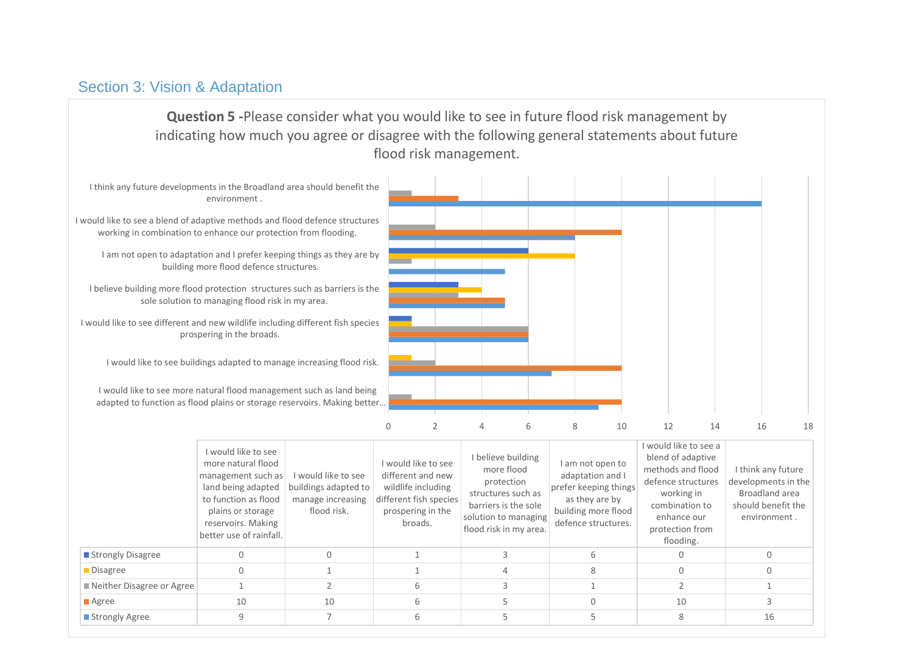## Section 3: Vision & Adaptation

**Question 5 -**Please consider what you would like to see in future flood risk management by indicating how much you agree or disagree with the following general statements about future flood risk management.

| | I would like to see more natural flood management such as land being adapted to function as flood plains or storage reservoirs. Making better use of rainfall. | I would like to see buildings adapted to manage increasing flood risk. | I would like to see different and new wildlife including different fish species prospering in the broads. | I believe building more flood protection structures such as barriers is the sole solution to managing flood risk in my area. | I am not open to adaptation and I prefer keeping things as they are by building more flood defence structures. | I would like to see a blend of adaptive methods and flood defence structures working in combination to enhance our protection from flooding. | I think any future developments in the Broadland area should benefit the environment . |
|---|---|---|---|---|---|---|---|
| Strongly Disagree | 0 | 0 | 1 | 3 | 6 | 0 | 0 |
| Disagree | 0 | 1 | 1 | 4 | 8 | 0 | 0 |
| Neither Disagree or Agree | 1 | 2 | 6 | 3 | 1 | 2 | 1 |
| Agree | 10 | 10 | 6 | 5 | 0 | 10 | 3 |
| Strongly Agree | 9 | 7 | 6 | 5 | 5 | 8 | 16 |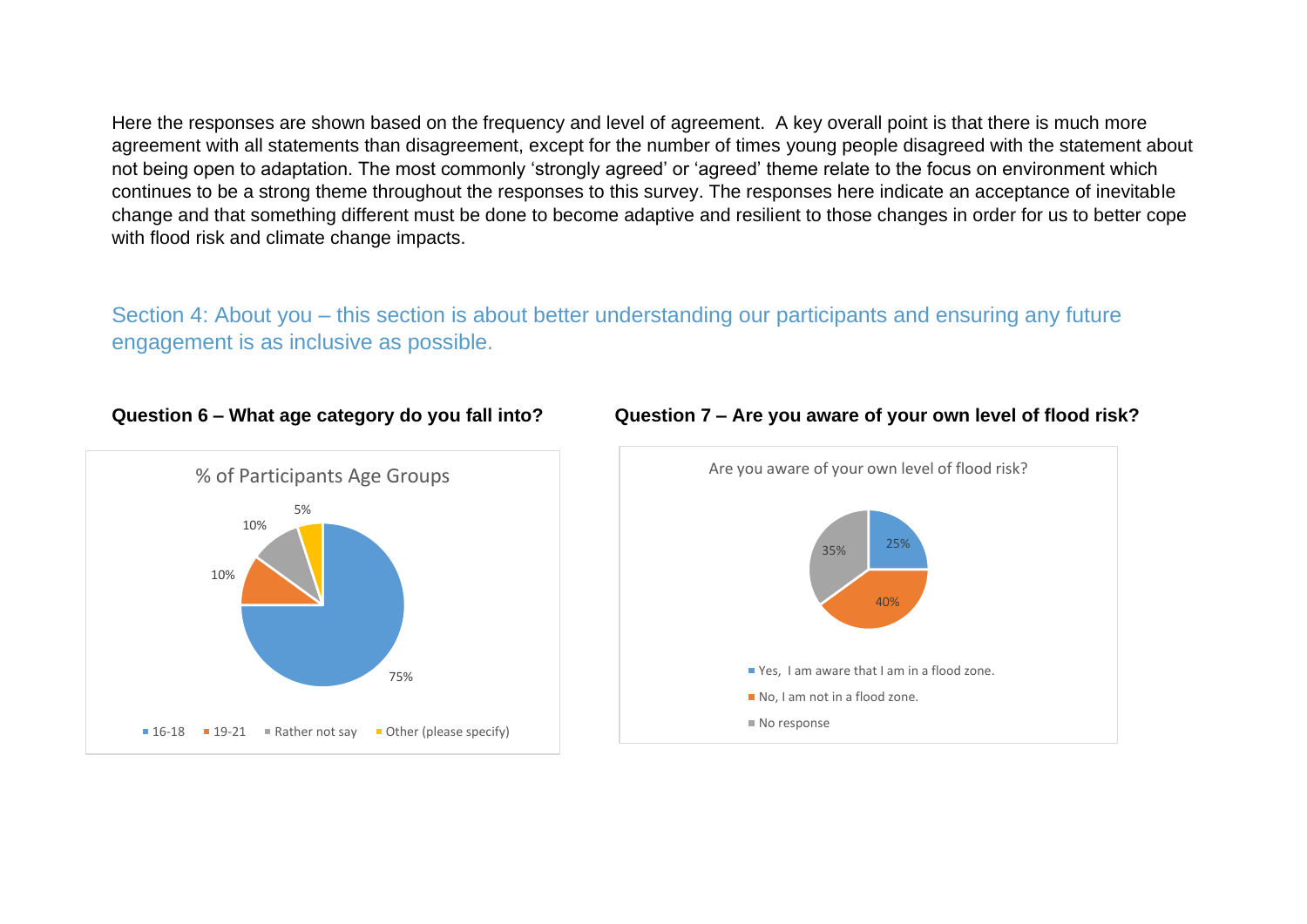Here the responses are shown based on the frequency and level of agreement. A key overall point is that there is much more agreement with all statements than disagreement, except for the number of times young people disagreed with the statement about not being open to adaptation. The most commonly 'strongly agreed' or 'agreed' theme relate to the focus on environment which continues to be a strong theme throughout the responses to this survey. The responses here indicate an acceptance of inevitable change and that something different must be done to become adaptive and resilient to those changes in order for us to better cope with flood risk and climate change impacts.

## Section 4: About you – this section is about better understanding our participants and ensuring any future engagement is as inclusive as possible.

**Question 6 – What age category do you fall into?**

% of Participants Age Groups

| Age group | % |
|---|---|
| 16-18 | 75% |
| 19-21 | 10% |
| Rather not say | 10% |
| Other (please specify) | 5% |

**Question 7 – Are you aware of your own level of flood risk?**

Are you aware of your own level of flood risk?

| Response | % |
|---|---|
| Yes, I am aware that I am in a flood zone. | 25% |
| No, I am not in a flood zone. | 40% |
| No response | 35% |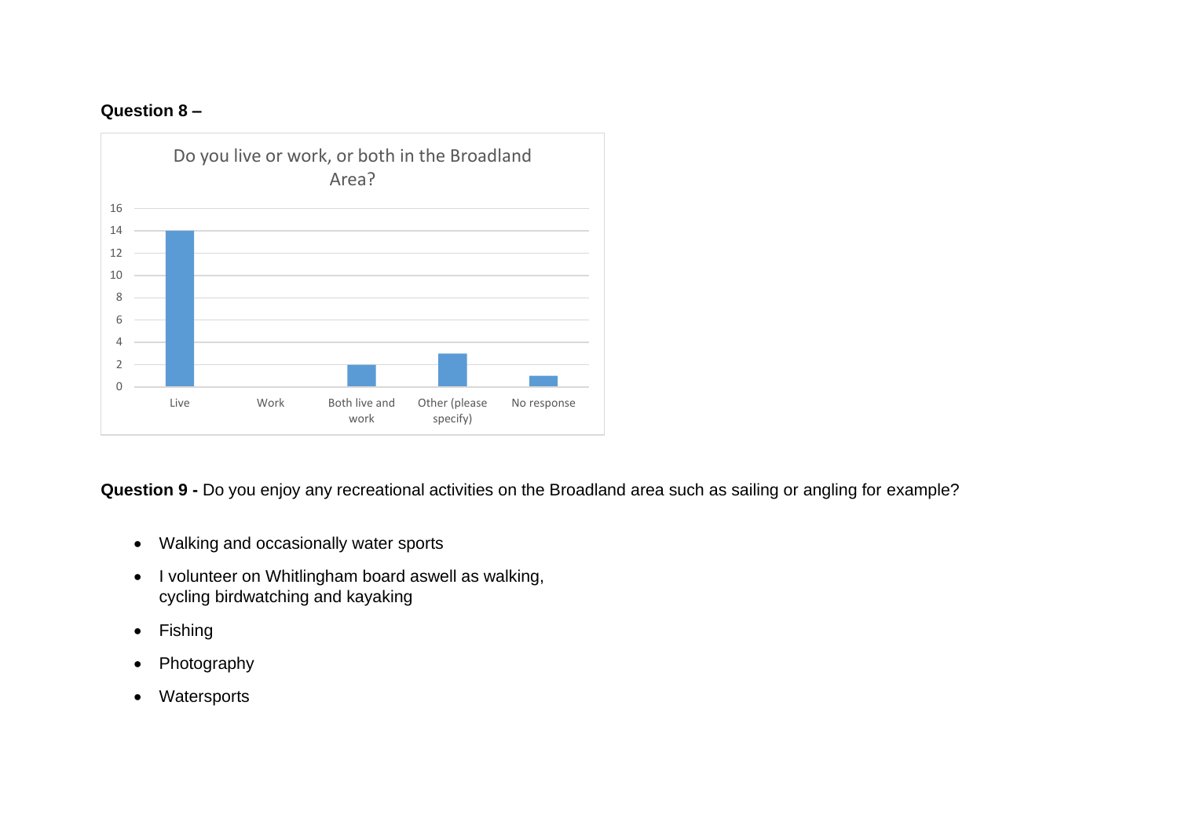**Question 8 –**

Do you live or work, or both in the Broadland Area?

| Response | Count |
|---|---|
| Live | 14 |
| Work | 0 |
| Both live and work | 2 |
| Other (please specify) | 3 |
| No response | 1 |

**Question 9 -** Do you enjoy any recreational activities on the Broadland area such as sailing or angling for example?

- Walking and occasionally water sports
- I volunteer on Whitlingham board aswell as walking, cycling birdwatching and kayaking
- Fishing
- Photography
- Watersports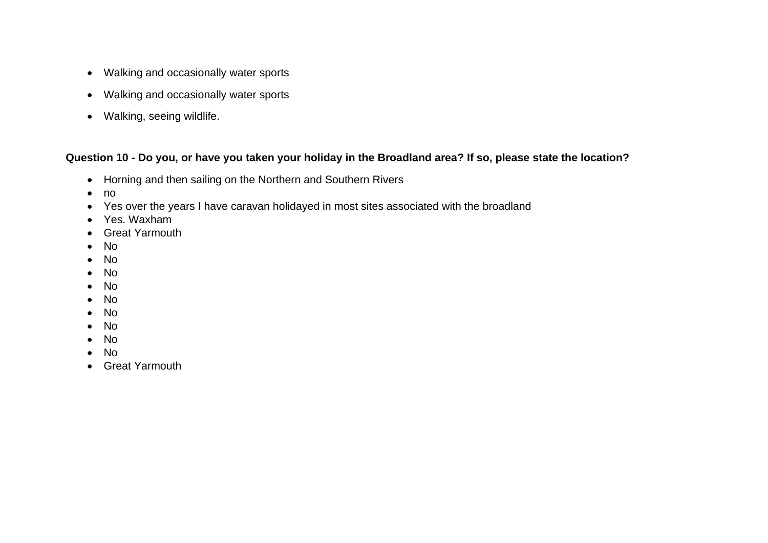- Walking and occasionally water sports
- Walking and occasionally water sports
- Walking, seeing wildlife.

**Question 10 - Do you, or have you taken your holiday in the Broadland area? If so, please state the location?**

- Horning and then sailing on the Northern and Southern Rivers
- no
- Yes over the years I have caravan holidayed in most sites associated with the broadland
- Yes. Waxham
- Great Yarmouth
- No
- No
- No
- No
- No
- No
- No
- No
- No
- Great Yarmouth